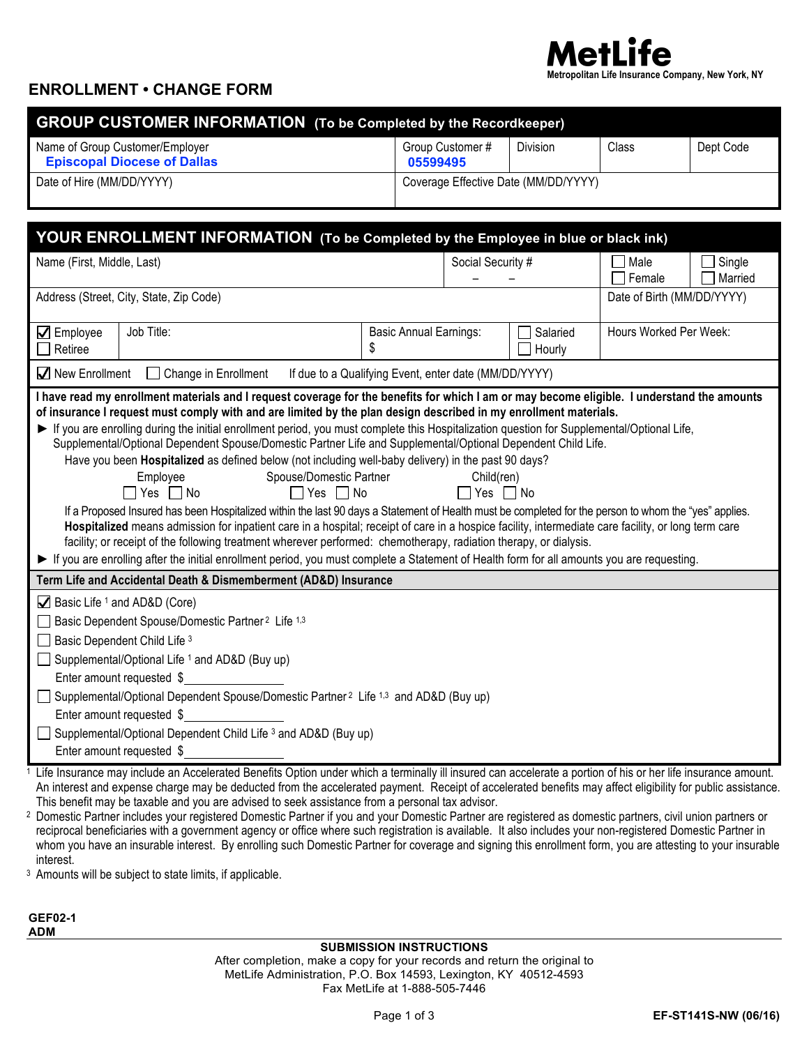MetLife
Metropolitan Life Insurance Company, New York, NY

# ENROLLMENT • CHANGE FORM

## GROUP CUSTOMER INFORMATION (To be Completed by the Recordkeeper)

| Name of Group Customer/Employer | Group Customer # | Division | Class | Dept Code |
|---|---|---|---|---|
| Episcopal Diocese of Dallas | 05599495 | | | |
| Date of Hire (MM/DD/YYYY) | Coverage Effective Date (MM/DD/YYYY) | | | |

## YOUR ENROLLMENT INFORMATION (To be Completed by the Employee in blue or black ink)

| Name (First, Middle, Last) | | Social Security # – – | ☐ Male ☐ Female | ☐ Single ☐ Married |
|---|---|---|---|---|
| Address (Street, City, State, Zip Code) | | | Date of Birth (MM/DD/YYYY) | |
| ☑ Employee ☐ Retiree | Job Title: | Basic Annual Earnings: $ | ☐ Salaried ☐ Hourly | Hours Worked Per Week: |

☑ New Enrollment ☐ Change in Enrollment If due to a Qualifying Event, enter date (MM/DD/YYYY)

**I have read my enrollment materials and I request coverage for the benefits for which I am or may become eligible. I understand the amounts of insurance I request must comply with and are limited by the plan design described in my enrollment materials.**

► If you are enrolling during the initial enrollment period, you must complete this Hospitalization question for Supplemental/Optional Life, Supplemental/Optional Dependent Spouse/Domestic Partner Life and Supplemental/Optional Dependent Child Life.

Have you been **Hospitalized** as defined below (not including well-baby delivery) in the past 90 days?

| Employee | Spouse/Domestic Partner | Child(ren) |
|---|---|---|
| ☐ Yes ☐ No | ☐ Yes ☐ No | ☐ Yes ☐ No |

If a Proposed Insured has been Hospitalized within the last 90 days a Statement of Health must be completed for the person to whom the "yes" applies. **Hospitalized** means admission for inpatient care in a hospital; receipt of care in a hospice facility, intermediate care facility, or long term care facility; or receipt of the following treatment wherever performed: chemotherapy, radiation therapy, or dialysis.

► If you are enrolling after the initial enrollment period, you must complete a Statement of Health form for all amounts you are requesting.

### Term Life and Accidental Death & Dismemberment (AD&D) Insurance

☑ Basic Life [1] and AD&D (Core)

☐ Basic Dependent Spouse/Domestic Partner [2] Life [1,3]

☐ Basic Dependent Child Life [3]

☐ Supplemental/Optional Life [1] and AD&D (Buy up)

Enter amount requested $\_\_\_\_\_\_\_\_\_\_

☐ Supplemental/Optional Dependent Spouse/Domestic Partner [2] Life [1,3] and AD&D (Buy up)

Enter amount requested $\_\_\_\_\_\_\_\_\_\_

☐ Supplemental/Optional Dependent Child Life [3] and AD&D (Buy up)

Enter amount requested $\_\_\_\_\_\_\_\_\_\_

[1] Life Insurance may include an Accelerated Benefits Option under which a terminally ill insured can accelerate a portion of his or her life insurance amount. An interest and expense charge may be deducted from the accelerated payment. Receipt of accelerated benefits may affect eligibility for public assistance. This benefit may be taxable and you are advised to seek assistance from a personal tax advisor.

[2] Domestic Partner includes your registered Domestic Partner if you and your Domestic Partner are registered as domestic partners, civil union partners or reciprocal beneficiaries with a government agency or office where such registration is available. It also includes your non-registered Domestic Partner in whom you have an insurable interest. By enrolling such Domestic Partner for coverage and signing this enrollment form, you are attesting to your insurable interest.

[3] Amounts will be subject to state limits, if applicable.

GEF02-1
ADM

**SUBMISSION INSTRUCTIONS**

After completion, make a copy for your records and return the original to MetLife Administration, P.O. Box 14593, Lexington, KY 40512-4593

Fax MetLife at 1-888-505-7446

EF-ST141S-NW (06/16)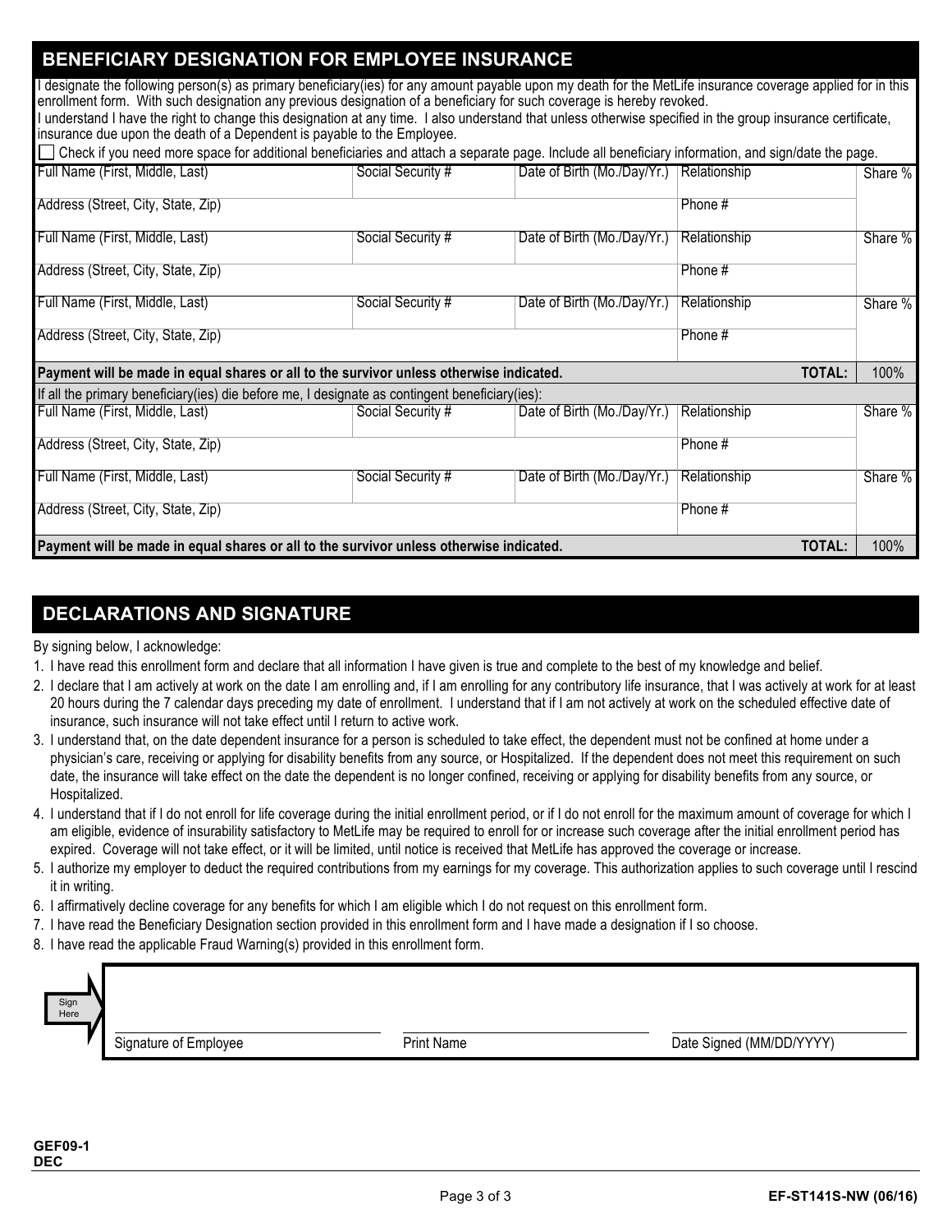## BENEFICIARY DESIGNATION FOR EMPLOYEE INSURANCE

I designate the following person(s) as primary beneficiary(ies) for any amount payable upon my death for the MetLife insurance coverage applied for in this enrollment form. With such designation any previous designation of a beneficiary for such coverage is hereby revoked.
I understand I have the right to change this designation at any time. I also understand that unless otherwise specified in the group insurance certificate, insurance due upon the death of a Dependent is payable to the Employee.

☐ Check if you need more space for additional beneficiaries and attach a separate page. Include all beneficiary information, and sign/date the page.

| Full Name (First, Middle, Last) | Social Security # | Date of Birth (Mo./Day/Yr.) | Relationship | Share % |
|---|---|---|---|---|
| Address (Street, City, State, Zip) | | | Phone # | |
| Full Name (First, Middle, Last) | Social Security # | Date of Birth (Mo./Day/Yr.) | Relationship | Share % |
| Address (Street, City, State, Zip) | | | Phone # | |
| Full Name (First, Middle, Last) | Social Security # | Date of Birth (Mo./Day/Yr.) | Relationship | Share % |
| Address (Street, City, State, Zip) | | | Phone # | |
| **Payment will be made in equal shares or all to the survivor unless otherwise indicated.** | | | **TOTAL:** | 100% |

If all the primary beneficiary(ies) die before me, I designate as contingent beneficiary(ies):

| Full Name (First, Middle, Last) | Social Security # | Date of Birth (Mo./Day/Yr.) | Relationship | Share % |
|---|---|---|---|---|
| Address (Street, City, State, Zip) | | | Phone # | |
| Full Name (First, Middle, Last) | Social Security # | Date of Birth (Mo./Day/Yr.) | Relationship | Share % |
| Address (Street, City, State, Zip) | | | Phone # | |
| **Payment will be made in equal shares or all to the survivor unless otherwise indicated.** | | | **TOTAL:** | 100% |

## DECLARATIONS AND SIGNATURE

By signing below, I acknowledge:

1. I have read this enrollment form and declare that all information I have given is true and complete to the best of my knowledge and belief.
2. I declare that I am actively at work on the date I am enrolling and, if I am enrolling for any contributory life insurance, that I was actively at work for at least 20 hours during the 7 calendar days preceding my date of enrollment. I understand that if I am not actively at work on the scheduled effective date of insurance, such insurance will not take effect until I return to active work.
3. I understand that, on the date dependent insurance for a person is scheduled to take effect, the dependent must not be confined at home under a physician's care, receiving or applying for disability benefits from any source, or Hospitalized. If the dependent does not meet this requirement on such date, the insurance will take effect on the date the dependent is no longer confined, receiving or applying for disability benefits from any source, or Hospitalized.
4. I understand that if I do not enroll for life coverage during the initial enrollment period, or if I do not enroll for the maximum amount of coverage for which I am eligible, evidence of insurability satisfactory to MetLife may be required to enroll for or increase such coverage after the initial enrollment period has expired. Coverage will not take effect, or it will be limited, until notice is received that MetLife has approved the coverage or increase.
5. I authorize my employer to deduct the required contributions from my earnings for my coverage. This authorization applies to such coverage until I rescind it in writing.
6. I affirmatively decline coverage for any benefits for which I am eligible which I do not request on this enrollment form.
7. I have read the Beneficiary Designation section provided in this enrollment form and I have made a designation if I so choose.
8. I have read the applicable Fraud Warning(s) provided in this enrollment form.

Sign Here

| Signature of Employee | Print Name | Date Signed (MM/DD/YYYY) |
|---|---|---|
| | | |

GEF09-1
DEC

EF-ST141S-NW (06/16)